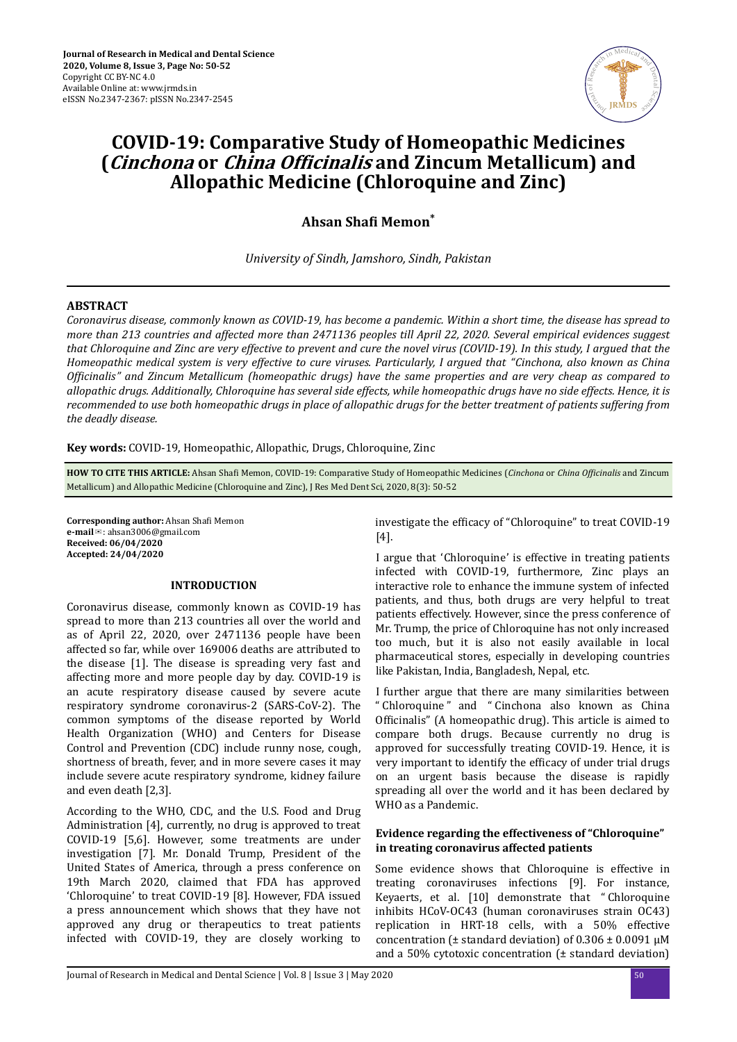# COVID-19: Comparative Study of Homeopathic Medicines (*Cinchona* or *China Officinalis* and Zincum Metallicum) and Allopathic Medicine (Chloroquine and Zinc)

**Ahsan Shafi Memon***

*University of Sindh, Jamshoro, Sindh, Pakistan*

## ABSTRACT

*Coronavirus disease, commonly known as COVID-19, has become a pandemic. Within a short time, the disease has spread to more than 213 countries and affected more than 2471136 peoples till April 22, 2020. Several empirical evidences suggest that Chloroquine and Zinc are very effective to prevent and cure the novel virus (COVID-19). In this study, I argued that the Homeopathic medical system is very effective to cure viruses. Particularly, I argued that "Cinchona, also known as China Officinalis" and Zincum Metallicum (homeopathic drugs) have the same properties and are very cheap as compared to allopathic drugs. Additionally, Chloroquine has several side effects, while homeopathic drugs have no side effects. Hence, it is recommended to use both homeopathic drugs in place of allopathic drugs for the better treatment of patients suffering from the deadly disease.*

**Key words:** COVID-19, Homeopathic, Allopathic, Drugs, Chloroquine, Zinc

**HOW TO CITE THIS ARTICLE:** Ahsan Shafi Memon, COVID-19: Comparative Study of Homeopathic Medicines (*Cinchona* or *China Officinalis* and Zincum Metallicum) and Allopathic Medicine (Chloroquine and Zinc), J Res Med Dent Sci, 2020, 8(3): 50-52

**Corresponding author:** Ahsan Shafi Memon
**e-mail**✉: ahsan3006@gmail.com
**Received: 06/04/2020**
**Accepted: 24/04/2020**

## INTRODUCTION

Coronavirus disease, commonly known as COVID-19 has spread to more than 213 countries all over the world and as of April 22, 2020, over 2471136 people have been affected so far, while over 169006 deaths are attributed to the disease [1]. The disease is spreading very fast and affecting more and more people day by day. COVID-19 is an acute respiratory disease caused by severe acute respiratory syndrome coronavirus-2 (SARS-CoV-2). The common symptoms of the disease reported by World Health Organization (WHO) and Centers for Disease Control and Prevention (CDC) include runny nose, cough, shortness of breath, fever, and in more severe cases it may include severe acute respiratory syndrome, kidney failure and even death [2,3].

According to the WHO, CDC, and the U.S. Food and Drug Administration [4], currently, no drug is approved to treat COVID-19 [5,6]. However, some treatments are under investigation [7]. Mr. Donald Trump, President of the United States of America, through a press conference on 19th March 2020, claimed that FDA has approved 'Chloroquine' to treat COVID-19 [8]. However, FDA issued a press announcement which shows that they have not approved any drug or therapeutics to treat patients infected with COVID-19, they are closely working to investigate the efficacy of "Chloroquine" to treat COVID-19 [4].

I argue that 'Chloroquine' is effective in treating patients infected with COVID-19, furthermore, Zinc plays an interactive role to enhance the immune system of infected patients, and thus, both drugs are very helpful to treat patients effectively. However, since the press conference of Mr. Trump, the price of Chloroquine has not only increased too much, but it is also not easily available in local pharmaceutical stores, especially in developing countries like Pakistan, India, Bangladesh, Nepal, etc.

I further argue that there are many similarities between " Chloroquine " and " Cinchona also known as China Officinalis" (A homeopathic drug). This article is aimed to compare both drugs. Because currently no drug is approved for successfully treating COVID-19. Hence, it is very important to identify the efficacy of under trial drugs on an urgent basis because the disease is rapidly spreading all over the world and it has been declared by WHO as a Pandemic.

### Evidence regarding the effectiveness of "Chloroquine" in treating coronavirus affected patients

Some evidence shows that Chloroquine is effective in treating coronaviruses infections [9]. For instance, Keyaerts, et al. [10] demonstrate that " Chloroquine inhibits HCoV-OC43 (human coronaviruses strain OC43) replication in HRT-18 cells, with a 50% effective concentration (± standard deviation) of 0.306 ± 0.0091 μM and a 50% cytotoxic concentration (± standard deviation)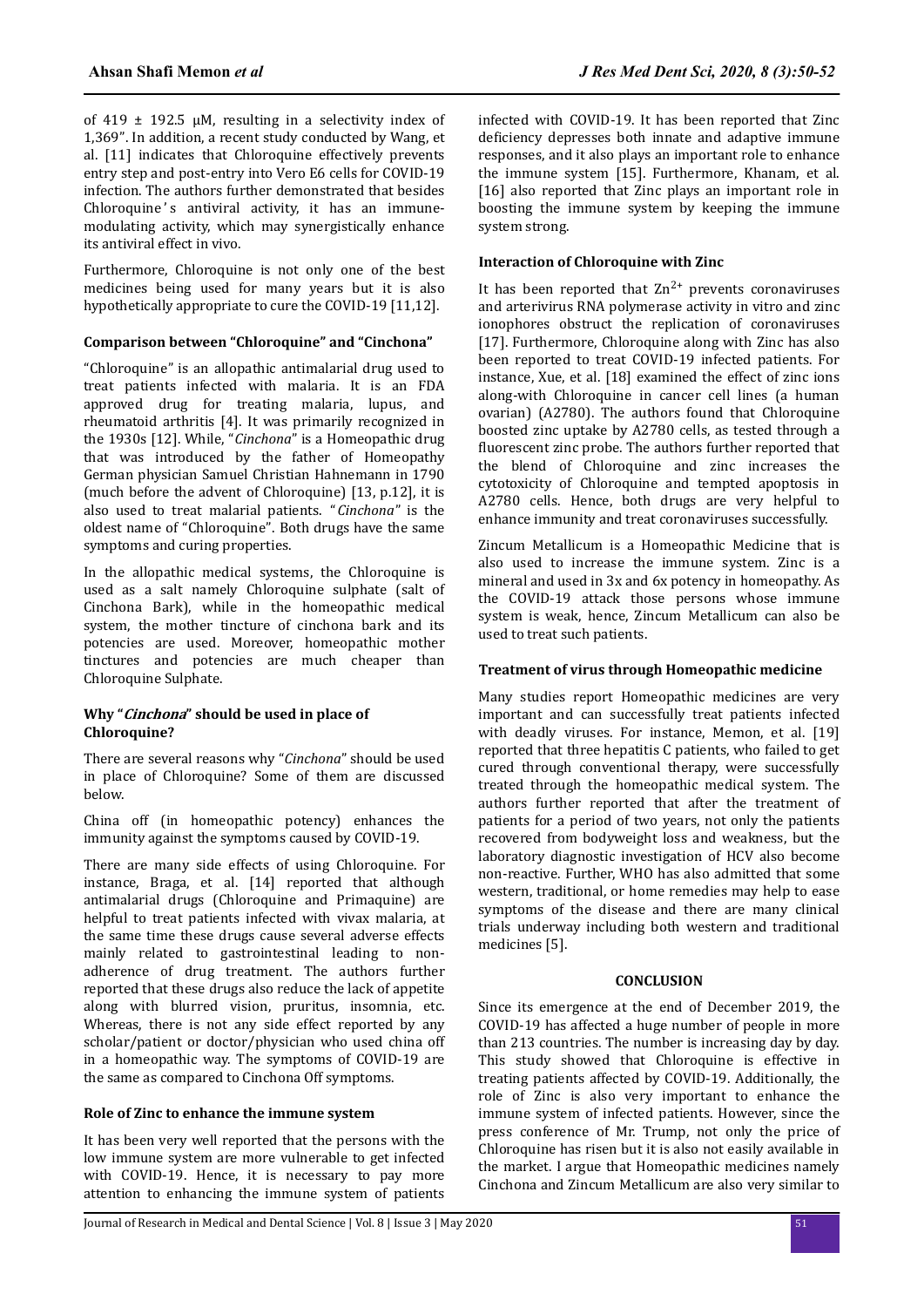of 419 ± 192.5 μM, resulting in a selectivity index of 1,369". In addition, a recent study conducted by Wang, et al. [11] indicates that Chloroquine effectively prevents entry step and post-entry into Vero E6 cells for COVID-19 infection. The authors further demonstrated that besides Chloroquine's antiviral activity, it has an immune-modulating activity, which may synergistically enhance its antiviral effect in vivo.

Furthermore, Chloroquine is not only one of the best medicines being used for many years but it is also hypothetically appropriate to cure the COVID-19 [11,12].

### Comparison between "Chloroquine" and "Cinchona"

"Chloroquine" is an allopathic antimalarial drug used to treat patients infected with malaria. It is an FDA approved drug for treating malaria, lupus, and rheumatoid arthritis [4]. It was primarily recognized in the 1930s [12]. While, "*Cinchona*" is a Homeopathic drug that was introduced by the father of Homeopathy German physician Samuel Christian Hahnemann in 1790 (much before the advent of Chloroquine) [13, p.12], it is also used to treat malarial patients. "*Cinchona*" is the oldest name of "Chloroquine". Both drugs have the same symptoms and curing properties.

In the allopathic medical systems, the Chloroquine is used as a salt namely Chloroquine sulphate (salt of Cinchona Bark), while in the homeopathic medical system, the mother tincture of cinchona bark and its potencies are used. Moreover, homeopathic mother tinctures and potencies are much cheaper than Chloroquine Sulphate.

### Why "*Cinchona*" should be used in place of Chloroquine?

There are several reasons why "*Cinchona*" should be used in place of Chloroquine? Some of them are discussed below.

China off (in homeopathic potency) enhances the immunity against the symptoms caused by COVID-19.

There are many side effects of using Chloroquine. For instance, Braga, et al. [14] reported that although antimalarial drugs (Chloroquine and Primaquine) are helpful to treat patients infected with vivax malaria, at the same time these drugs cause several adverse effects mainly related to gastrointestinal leading to non-adherence of drug treatment. The authors further reported that these drugs also reduce the lack of appetite along with blurred vision, pruritus, insomnia, etc. Whereas, there is not any side effect reported by any scholar/patient or doctor/physician who used china off in a homeopathic way. The symptoms of COVID-19 are the same as compared to Cinchona Off symptoms.

### Role of Zinc to enhance the immune system

It has been very well reported that the persons with the low immune system are more vulnerable to get infected with COVID-19. Hence, it is necessary to pay more attention to enhancing the immune system of patients infected with COVID-19. It has been reported that Zinc deficiency depresses both innate and adaptive immune responses, and it also plays an important role to enhance the immune system [15]. Furthermore, Khanam, et al. [16] also reported that Zinc plays an important role in boosting the immune system by keeping the immune system strong.

### Interaction of Chloroquine with Zinc

It has been reported that $Zn^{2+}$ prevents coronaviruses and arterivirus RNA polymerase activity in vitro and zinc ionophores obstruct the replication of coronaviruses [17]. Furthermore, Chloroquine along with Zinc has also been reported to treat COVID-19 infected patients. For instance, Xue, et al. [18] examined the effect of zinc ions along-with Chloroquine in cancer cell lines (a human ovarian) (A2780). The authors found that Chloroquine boosted zinc uptake by A2780 cells, as tested through a fluorescent zinc probe. The authors further reported that the blend of Chloroquine and zinc increases the cytotoxicity of Chloroquine and tempted apoptosis in A2780 cells. Hence, both drugs are very helpful to enhance immunity and treat coronaviruses successfully.

Zincum Metallicum is a Homeopathic Medicine that is also used to increase the immune system. Zinc is a mineral and used in 3x and 6x potency in homeopathy. As the COVID-19 attack those persons whose immune system is weak, hence, Zincum Metallicum can also be used to treat such patients.

### Treatment of virus through Homeopathic medicine

Many studies report Homeopathic medicines are very important and can successfully treat patients infected with deadly viruses. For instance, Memon, et al. [19] reported that three hepatitis C patients, who failed to get cured through conventional therapy, were successfully treated through the homeopathic medical system. The authors further reported that after the treatment of patients for a period of two years, not only the patients recovered from bodyweight loss and weakness, but the laboratory diagnostic investigation of HCV also become non-reactive. Further, WHO has also admitted that some western, traditional, or home remedies may help to ease symptoms of the disease and there are many clinical trials underway including both western and traditional medicines [5].

## CONCLUSION

Since its emergence at the end of December 2019, the COVID-19 has affected a huge number of people in more than 213 countries. The number is increasing day by day. This study showed that Chloroquine is effective in treating patients affected by COVID-19. Additionally, the role of Zinc is also very important to enhance the immune system of infected patients. However, since the press conference of Mr. Trump, not only the price of Chloroquine has risen but it is also not easily available in the market. I argue that Homeopathic medicines namely Cinchona and Zincum Metallicum are also very similar to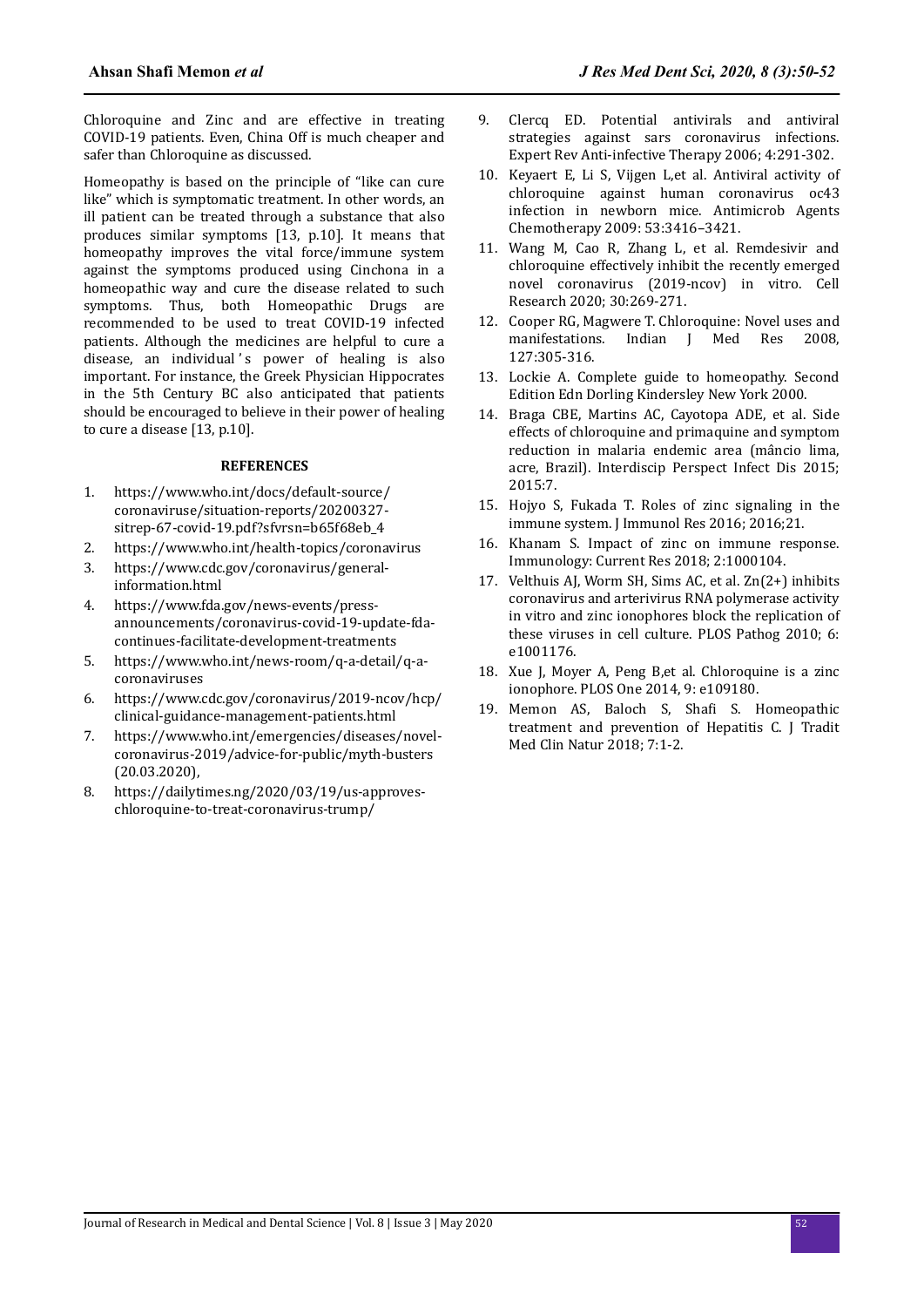Chloroquine and Zinc and are effective in treating COVID-19 patients. Even, China Off is much cheaper and safer than Chloroquine as discussed.

Homeopathy is based on the principle of "like can cure like" which is symptomatic treatment. In other words, an ill patient can be treated through a substance that also produces similar symptoms [13, p.10]. It means that homeopathy improves the vital force/immune system against the symptoms produced using Cinchona in a homeopathic way and cure the disease related to such symptoms. Thus, both Homeopathic Drugs are recommended to be used to treat COVID-19 infected patients. Although the medicines are helpful to cure a disease, an individual's power of healing is also important. For instance, the Greek Physician Hippocrates in the 5th Century BC also anticipated that patients should be encouraged to believe in their power of healing to cure a disease [13, p.10].

## REFERENCES

1. https://www.who.int/docs/default-source/coronaviruse/situation-reports/20200327-sitrep-67-covid-19.pdf?sfvrsn=b65f68eb_4
2. https://www.who.int/health-topics/coronavirus
3. https://www.cdc.gov/coronavirus/general-information.html
4. https://www.fda.gov/news-events/press-announcements/coronavirus-covid-19-update-fda-continues-facilitate-development-treatments
5. https://www.who.int/news-room/q-a-detail/q-a-coronaviruses
6. https://www.cdc.gov/coronavirus/2019-ncov/hcp/clinical-guidance-management-patients.html
7. https://www.who.int/emergencies/diseases/novel-coronavirus-2019/advice-for-public/myth-busters (20.03.2020),
8. https://dailytimes.ng/2020/03/19/us-approves-chloroquine-to-treat-coronavirus-trump/
9. Clercq ED. Potential antivirals and antiviral strategies against sars coronavirus infections. Expert Rev Anti-infective Therapy 2006; 4:291-302.
10. Keyaert E, Li S, Vijgen L,et al. Antiviral activity of chloroquine against human coronavirus oc43 infection in newborn mice. Antimicrob Agents Chemotherapy 2009: 53:3416–3421.
11. Wang M, Cao R, Zhang L, et al. Remdesivir and chloroquine effectively inhibit the recently emerged novel coronavirus (2019-ncov) in vitro. Cell Research 2020; 30:269-271.
12. Cooper RG, Magwere T. Chloroquine: Novel uses and manifestations. Indian J Med Res 2008, 127:305-316.
13. Lockie A. Complete guide to homeopathy. Second Edition Edn Dorling Kindersley New York 2000.
14. Braga CBE, Martins AC, Cayotopa ADE, et al. Side effects of chloroquine and primaquine and symptom reduction in malaria endemic area (mâncio lima, acre, Brazil). Interdiscip Perspect Infect Dis 2015; 2015:7.
15. Hojyo S, Fukada T. Roles of zinc signaling in the immune system. J Immunol Res 2016; 2016;21.
16. Khanam S. Impact of zinc on immune response. Immunology: Current Res 2018; 2:1000104.
17. Velthuis AJ, Worm SH, Sims AC, et al. $Zn(2+)$ inhibits coronavirus and arterivirus RNA polymerase activity in vitro and zinc ionophores block the replication of these viruses in cell culture. PLOS Pathog 2010; 6: e1001176.
18. Xue J, Moyer A, Peng B,et al. Chloroquine is a zinc ionophore. PLOS One 2014, 9: e109180.
19. Memon AS, Baloch S, Shafi S. Homeopathic treatment and prevention of Hepatitis C. J Tradit Med Clin Natur 2018; 7:1-2.